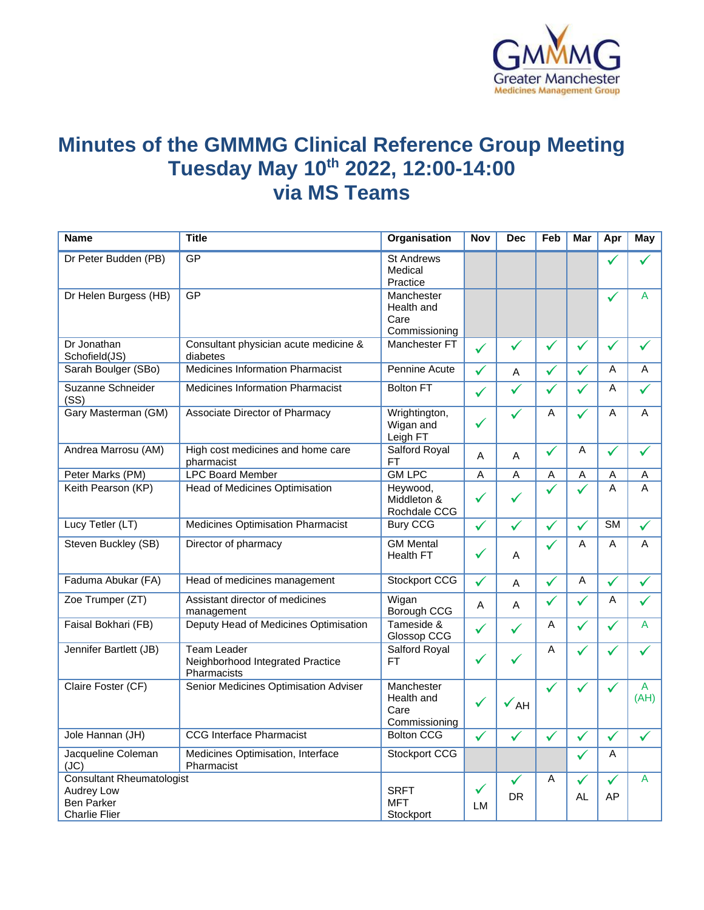# Minutes of the GMMMG Clinical Reference Group Meeting
# Tuesday May 10th 2022, 12:00-14:00
# via MS Teams

| Name | Title | Organisation | Nov | Dec | Feb | Mar | Apr | May |
|---|---|---|---|---|---|---|---|---|
| Dr Peter Budden (PB) | GP | St Andrews Medical Practice | | | | | ✓ | ✓ |
| Dr Helen Burgess (HB) | GP | Manchester Health and Care Commissioning | | | | | ✓ | A |
| Dr Jonathan Schofield(JS) | Consultant physician acute medicine & diabetes | Manchester FT | ✓ | ✓ | ✓ | ✓ | ✓ | ✓ |
| Sarah Boulger (SBo) | Medicines Information Pharmacist | Pennine Acute | ✓ | A | ✓ | ✓ | A | A |
| Suzanne Schneider (SS) | Medicines Information Pharmacist | Bolton FT | ✓ | ✓ | ✓ | ✓ | A | ✓ |
| Gary Masterman (GM) | Associate Director of Pharmacy | Wrightington, Wigan and Leigh FT | ✓ | ✓ | A | ✓ | A | A |
| Andrea Marrosu (AM) | High cost medicines and home care pharmacist | Salford Royal FT | A | A | ✓ | A | ✓ | ✓ |
| Peter Marks (PM) | LPC Board Member | GM LPC | A | A | A | A | A | A |
| Keith Pearson (KP) | Head of Medicines Optimisation | Heywood, Middleton & Rochdale CCG | ✓ | ✓ | ✓ | ✓ | A | A |
| Lucy Tetler (LT) | Medicines Optimisation Pharmacist | Bury CCG | ✓ | ✓ | ✓ | ✓ | SM | ✓ |
| Steven Buckley (SB) | Director of pharmacy | GM Mental Health FT | ✓ | A | ✓ | A | A | A |
| Faduma Abukar (FA) | Head of medicines management | Stockport CCG | ✓ | A | ✓ | A | ✓ | ✓ |
| Zoe Trumper (ZT) | Assistant director of medicines management | Wigan Borough CCG | A | A | ✓ | ✓ | A | ✓ |
| Faisal Bokhari (FB) | Deputy Head of Medicines Optimisation | Tameside & Glossop CCG | ✓ | ✓ | A | ✓ | ✓ | A |
| Jennifer Bartlett (JB) | Team Leader Neighborhood Integrated Practice Pharmacists | Salford Royal FT | ✓ | ✓ | A | ✓ | ✓ | ✓ |
| Claire Foster (CF) | Senior Medicines Optimisation Adviser | Manchester Health and Care Commissioning | ✓ | ✓ AH | ✓ | ✓ | ✓ | A (AH) |
| Jole Hannan (JH) | CCG Interface Pharmacist | Bolton CCG | ✓ | ✓ | ✓ | ✓ | ✓ | ✓ |
| Jacqueline Coleman (JC) | Medicines Optimisation, Interface Pharmacist | Stockport CCG | | | | ✓ | A | |
| Consultant Rheumatologist<br>Audrey Low<br>Ben Parker<br>Charlie Flier | | SRFT<br>MFT<br>Stockport | ✓ LM | ✓ DR | A | ✓ AL | ✓ AP | A |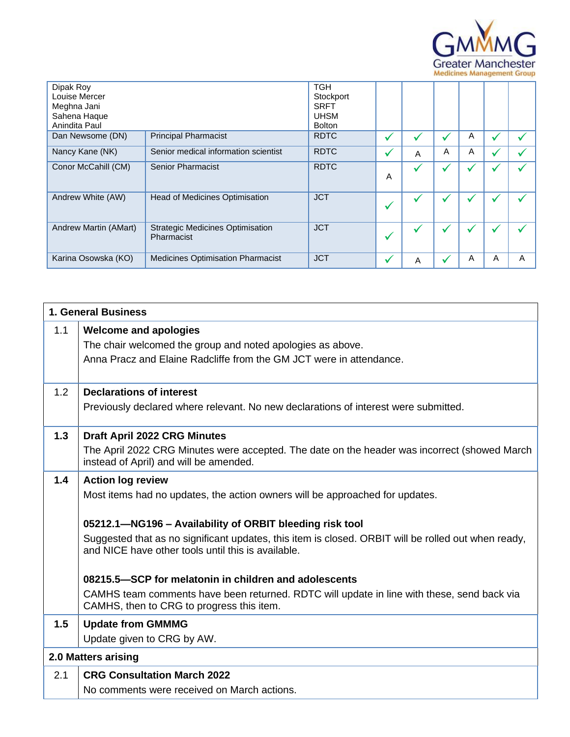| | | | | | | | | |
|---|---|---|---|---|---|---|---|---|
| Dipak Roy<br>Louise Mercer<br>Meghna Jani<br>Sahena Haque<br>Anindita Paul | | TGH<br>Stockport<br>SRFT<br>UHSM<br>Bolton | | | | | | |
| Dan Newsome (DN) | Principal Pharmacist | RDTC | ✓ | ✓ | ✓ | A | ✓ | ✓ |
| Nancy Kane (NK) | Senior medical information scientist | RDTC | ✓ | A | A | A | ✓ | ✓ |
| Conor McCahill (CM) | Senior Pharmacist | RDTC | A | ✓ | ✓ | ✓ | ✓ | ✓ |
| Andrew White (AW) | Head of Medicines Optimisation | JCT | ✓ | ✓ | ✓ | ✓ | ✓ | ✓ |
| Andrew Martin (AMart) | Strategic Medicines Optimisation Pharmacist | JCT | ✓ | ✓ | ✓ | ✓ | ✓ | ✓ |
| Karina Osowska (KO) | Medicines Optimisation Pharmacist | JCT | ✓ | A | ✓ | A | A | A |

## 1. General Business

**1.1 Welcome and apologies**

The chair welcomed the group and noted apologies as above.

Anna Pracz and Elaine Radcliffe from the GM JCT were in attendance.

**1.2 Declarations of interest**

Previously declared where relevant. No new declarations of interest were submitted.

**1.3 Draft April 2022 CRG Minutes**

The April 2022 CRG Minutes were accepted. The date on the header was incorrect (showed March instead of April) and will be amended.

**1.4 Action log review**

Most items had no updates, the action owners will be approached for updates.

**05212.1—NG196 – Availability of ORBIT bleeding risk tool**

Suggested that as no significant updates, this item is closed. ORBIT will be rolled out when ready, and NICE have other tools until this is available.

**08215.5—SCP for melatonin in children and adolescents**

CAMHS team comments have been returned. RDTC will update in line with these, send back via CAMHS, then to CRG to progress this item.

**1.5 Update from GMMMG**

Update given to CRG by AW.

## 2.0 Matters arising

**2.1 CRG Consultation March 2022**

No comments were received on March actions.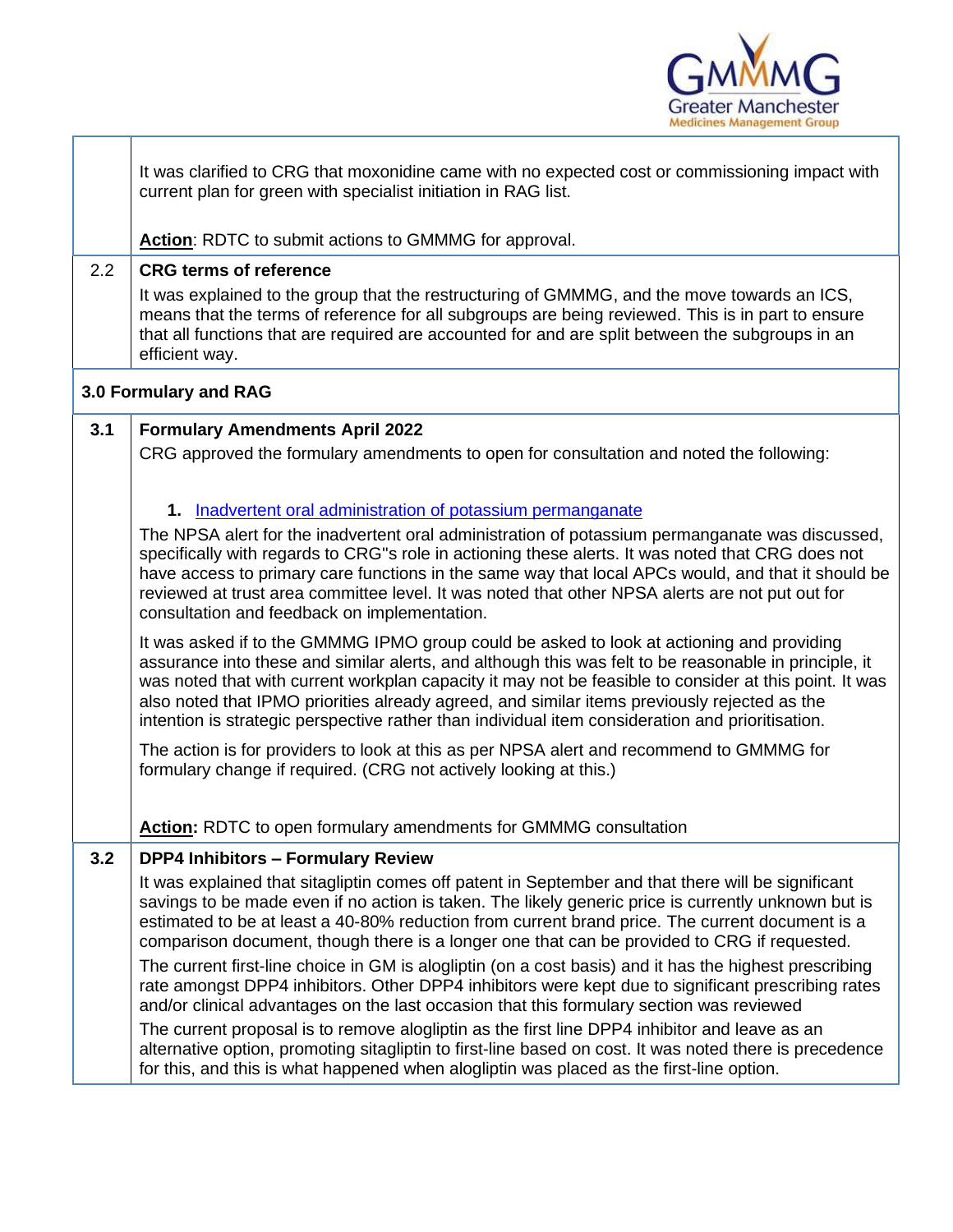| | |
|---|---|
| | It was clarified to CRG that moxonidine came with no expected cost or commissioning impact with current plan for green with specialist initiation in RAG list.<br><br>**Action**: RDTC to submit actions to GMMMG for approval. |
| 2.2 | **CRG terms of reference**<br>It was explained to the group that the restructuring of GMMMG, and the move towards an ICS, means that the terms of reference for all subgroups are being reviewed. This is in part to ensure that all functions that are required are accounted for and are split between the subgroups in an efficient way. |
| **3.0 Formulary and RAG** | |
| **3.1** | **Formulary Amendments April 2022**<br>CRG approved the formulary amendments to open for consultation and noted the following:<br><br>**1.** Inadvertent oral administration of potassium permanganate<br>The NPSA alert for the inadvertent oral administration of potassium permanganate was discussed, specifically with regards to CRG"s role in actioning these alerts. It was noted that CRG does not have access to primary care functions in the same way that local APCs would, and that it should be reviewed at trust area committee level. It was noted that other NPSA alerts are not put out for consultation and feedback on implementation.<br><br>It was asked if to the GMMMG IPMO group could be asked to look at actioning and providing assurance into these and similar alerts, and although this was felt to be reasonable in principle, it was noted that with current workplan capacity it may not be feasible to consider at this point. It was also noted that IPMO priorities already agreed, and similar items previously rejected as the intention is strategic perspective rather than individual item consideration and prioritisation.<br><br>The action is for providers to look at this as per NPSA alert and recommend to GMMMG for formulary change if required. (CRG not actively looking at this.)<br><br>**Action:** RDTC to open formulary amendments for GMMMG consultation |
| **3.2** | **DPP4 Inhibitors – Formulary Review**<br>It was explained that sitagliptin comes off patent in September and that there will be significant savings to be made even if no action is taken. The likely generic price is currently unknown but is estimated to be at least a 40-80% reduction from current brand price. The current document is a comparison document, though there is a longer one that can be provided to CRG if requested.<br>The current first-line choice in GM is alogliptin (on a cost basis) and it has the highest prescribing rate amongst DPP4 inhibitors. Other DPP4 inhibitors were kept due to significant prescribing rates and/or clinical advantages on the last occasion that this formulary section was reviewed<br>The current proposal is to remove alogliptin as the first line DPP4 inhibitor and leave as an alternative option, promoting sitagliptin to first-line based on cost. It was noted there is precedence for this, and this is what happened when alogliptin was placed as the first-line option. |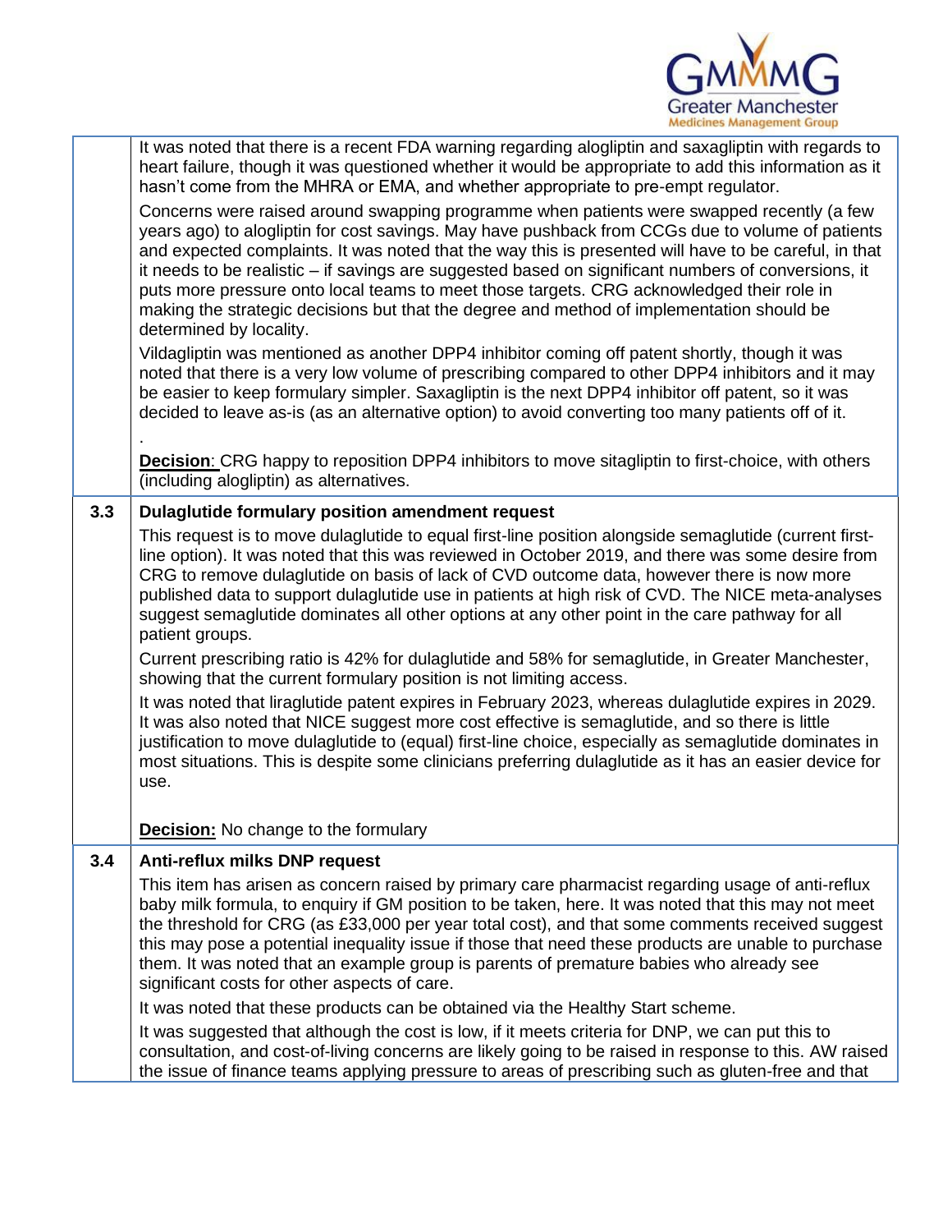| | |
|---|---|
| | It was noted that there is a recent FDA warning regarding alogliptin and saxagliptin with regards to heart failure, though it was questioned whether it would be appropriate to add this information as it hasn't come from the MHRA or EMA, and whether appropriate to pre-empt regulator.<br><br>Concerns were raised around swapping programme when patients were swapped recently (a few years ago) to alogliptin for cost savings. May have pushback from CCGs due to volume of patients and expected complaints. It was noted that the way this is presented will have to be careful, in that it needs to be realistic – if savings are suggested based on significant numbers of conversions, it puts more pressure onto local teams to meet those targets. CRG acknowledged their role in making the strategic decisions but that the degree and method of implementation should be determined by locality.<br><br>Vildagliptin was mentioned as another DPP4 inhibitor coming off patent shortly, though it was noted that there is a very low volume of prescribing compared to other DPP4 inhibitors and it may be easier to keep formulary simpler. Saxagliptin is the next DPP4 inhibitor off patent, so it was decided to leave as-is (as an alternative option) to avoid converting too many patients off of it.<br><br>.<br><br>**Decision**: CRG happy to reposition DPP4 inhibitors to move sitagliptin to first-choice, with others (including alogliptin) as alternatives. |
| **3.3** | **Dulaglutide formulary position amendment request**<br><br>This request is to move dulaglutide to equal first-line position alongside semaglutide (current first-line option). It was noted that this was reviewed in October 2019, and there was some desire from CRG to remove dulaglutide on basis of lack of CVD outcome data, however there is now more published data to support dulaglutide use in patients at high risk of CVD. The NICE meta-analyses suggest semaglutide dominates all other options at any other point in the care pathway for all patient groups.<br><br>Current prescribing ratio is 42% for dulaglutide and 58% for semaglutide, in Greater Manchester, showing that the current formulary position is not limiting access.<br><br>It was noted that liraglutide patent expires in February 2023, whereas dulaglutide expires in 2029. It was also noted that NICE suggest more cost effective is semaglutide, and so there is little justification to move dulaglutide to (equal) first-line choice, especially as semaglutide dominates in most situations. This is despite some clinicians preferring dulaglutide as it has an easier device for use.<br><br>**Decision:** No change to the formulary |
| **3.4** | **Anti-reflux milks DNP request**<br><br>This item has arisen as concern raised by primary care pharmacist regarding usage of anti-reflux baby milk formula, to enquiry if GM position to be taken, here. It was noted that this may not meet the threshold for CRG (as £33,000 per year total cost), and that some comments received suggest this may pose a potential inequality issue if those that need these products are unable to purchase them. It was noted that an example group is parents of premature babies who already see significant costs for other aspects of care.<br><br>It was noted that these products can be obtained via the Healthy Start scheme.<br><br>It was suggested that although the cost is low, if it meets criteria for DNP, we can put this to consultation, and cost-of-living concerns are likely going to be raised in response to this. AW raised the issue of finance teams applying pressure to areas of prescribing such as gluten-free and that |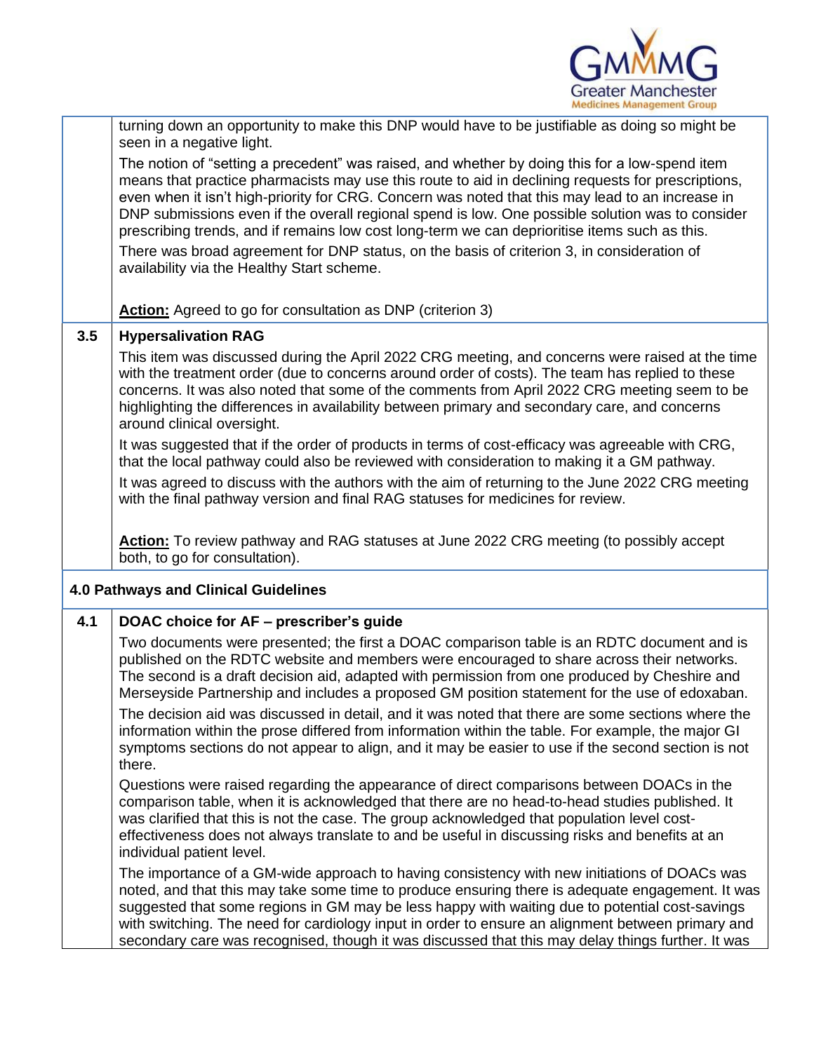| | |
|---|---|
| | turning down an opportunity to make this DNP would have to be justifiable as doing so might be seen in a negative light.<br><br>The notion of "setting a precedent" was raised, and whether by doing this for a low-spend item means that practice pharmacists may use this route to aid in declining requests for prescriptions, even when it isn't high-priority for CRG. Concern was noted that this may lead to an increase in DNP submissions even if the overall regional spend is low. One possible solution was to consider prescribing trends, and if remains low cost long-term we can deprioritise items such as this.<br><br>There was broad agreement for DNP status, on the basis of criterion 3, in consideration of availability via the Healthy Start scheme.<br><br>**Action:** Agreed to go for consultation as DNP (criterion 3) |
| **3.5** | **Hypersalivation RAG**<br><br>This item was discussed during the April 2022 CRG meeting, and concerns were raised at the time with the treatment order (due to concerns around order of costs). The team has replied to these concerns. It was also noted that some of the comments from April 2022 CRG meeting seem to be highlighting the differences in availability between primary and secondary care, and concerns around clinical oversight.<br><br>It was suggested that if the order of products in terms of cost-efficacy was agreeable with CRG, that the local pathway could also be reviewed with consideration to making it a GM pathway.<br><br>It was agreed to discuss with the authors with the aim of returning to the June 2022 CRG meeting with the final pathway version and final RAG statuses for medicines for review.<br><br>**Action:** To review pathway and RAG statuses at June 2022 CRG meeting (to possibly accept both, to go for consultation). |
| **4.0 Pathways and Clinical Guidelines** | |
| **4.1** | **DOAC choice for AF – prescriber's guide**<br><br>Two documents were presented; the first a DOAC comparison table is an RDTC document and is published on the RDTC website and members were encouraged to share across their networks. The second is a draft decision aid, adapted with permission from one produced by Cheshire and Merseyside Partnership and includes a proposed GM position statement for the use of edoxaban.<br><br>The decision aid was discussed in detail, and it was noted that there are some sections where the information within the prose differed from information within the table. For example, the major GI symptoms sections do not appear to align, and it may be easier to use if the second section is not there.<br><br>Questions were raised regarding the appearance of direct comparisons between DOACs in the comparison table, when it is acknowledged that there are no head-to-head studies published. It was clarified that this is not the case. The group acknowledged that population level cost-effectiveness does not always translate to and be useful in discussing risks and benefits at an individual patient level.<br><br>The importance of a GM-wide approach to having consistency with new initiations of DOACs was noted, and that this may take some time to produce ensuring there is adequate engagement. It was suggested that some regions in GM may be less happy with waiting due to potential cost-savings with switching. The need for cardiology input in order to ensure an alignment between primary and secondary care was recognised, though it was discussed that this may delay things further. It was |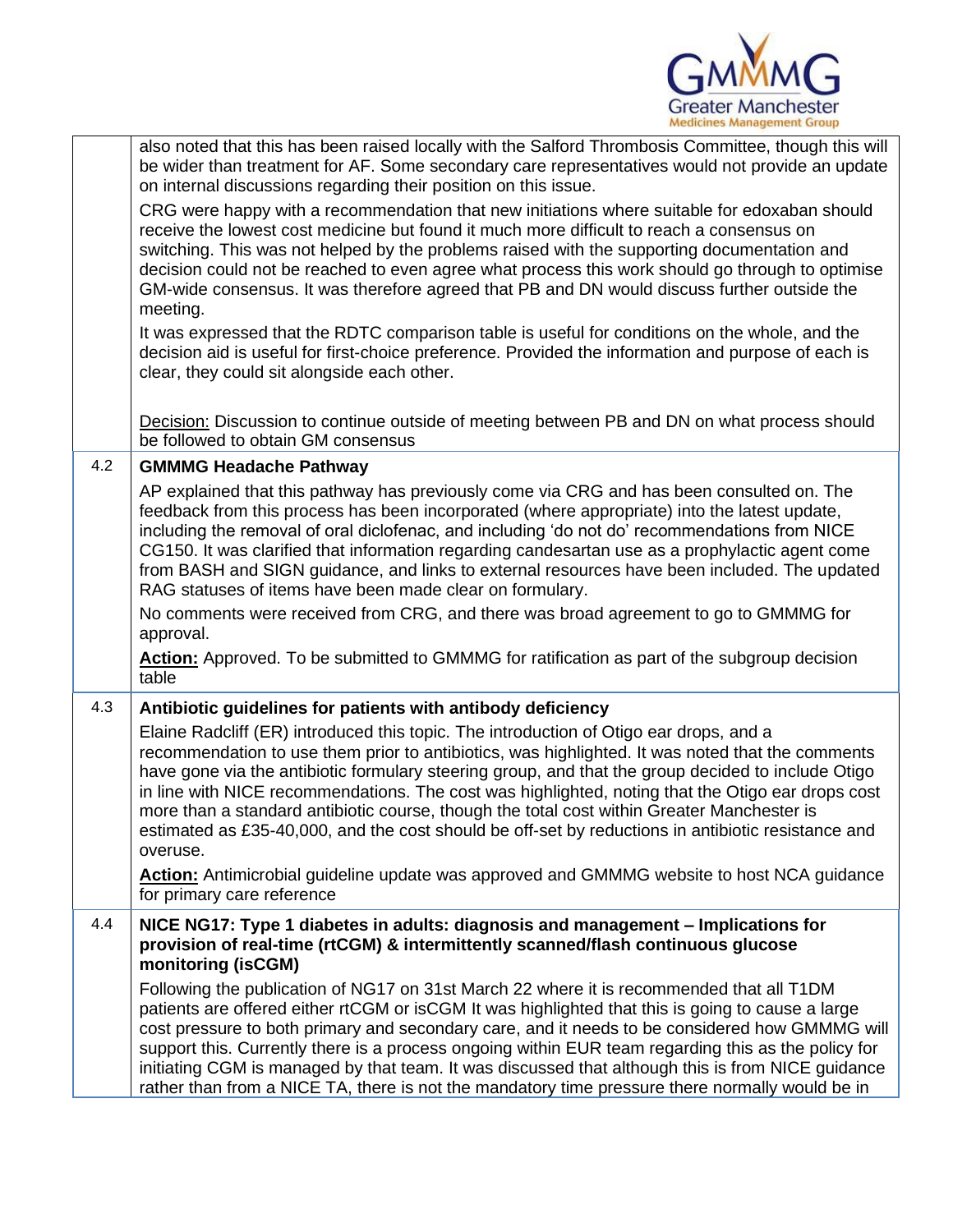| | |
|---|---|
| | also noted that this has been raised locally with the Salford Thrombosis Committee, though this will be wider than treatment for AF. Some secondary care representatives would not provide an update on internal discussions regarding their position on this issue.<br><br>CRG were happy with a recommendation that new initiations where suitable for edoxaban should receive the lowest cost medicine but found it much more difficult to reach a consensus on switching. This was not helped by the problems raised with the supporting documentation and decision could not be reached to even agree what process this work should go through to optimise GM-wide consensus. It was therefore agreed that PB and DN would discuss further outside the meeting.<br><br>It was expressed that the RDTC comparison table is useful for conditions on the whole, and the decision aid is useful for first-choice preference. Provided the information and purpose of each is clear, they could sit alongside each other.<br><br>Decision: Discussion to continue outside of meeting between PB and DN on what process should be followed to obtain GM consensus |
| 4.2 | **GMMMG Headache Pathway**<br><br>AP explained that this pathway has previously come via CRG and has been consulted on. The feedback from this process has been incorporated (where appropriate) into the latest update, including the removal of oral diclofenac, and including 'do not do' recommendations from NICE CG150. It was clarified that information regarding candesartan use as a prophylactic agent come from BASH and SIGN guidance, and links to external resources have been included. The updated RAG statuses of items have been made clear on formulary.<br><br>No comments were received from CRG, and there was broad agreement to go to GMMMG for approval.<br><br>**Action:** Approved. To be submitted to GMMMG for ratification as part of the subgroup decision table |
| 4.3 | **Antibiotic guidelines for patients with antibody deficiency**<br><br>Elaine Radcliff (ER) introduced this topic. The introduction of Otigo ear drops, and a recommendation to use them prior to antibiotics, was highlighted. It was noted that the comments have gone via the antibiotic formulary steering group, and that the group decided to include Otigo in line with NICE recommendations. The cost was highlighted, noting that the Otigo ear drops cost more than a standard antibiotic course, though the total cost within Greater Manchester is estimated as £35-40,000, and the cost should be off-set by reductions in antibiotic resistance and overuse.<br><br>**Action:** Antimicrobial guideline update was approved and GMMMG website to host NCA guidance for primary care reference |
| 4.4 | **NICE NG17: Type 1 diabetes in adults: diagnosis and management – Implications for provision of real-time (rtCGM) & intermittently scanned/flash continuous glucose monitoring (isCGM)**<br><br>Following the publication of NG17 on 31st March 22 where it is recommended that all T1DM patients are offered either rtCGM or isCGM It was highlighted that this is going to cause a large cost pressure to both primary and secondary care, and it needs to be considered how GMMMG will support this. Currently there is a process ongoing within EUR team regarding this as the policy for initiating CGM is managed by that team. It was discussed that although this is from NICE guidance rather than from a NICE TA, there is not the mandatory time pressure there normally would be in |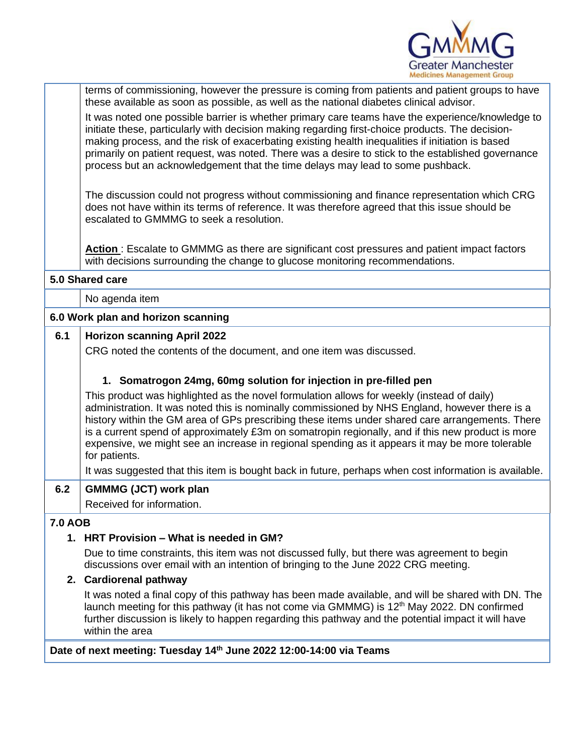| | |
|---|---|
| | terms of commissioning, however the pressure is coming from patients and patient groups to have these available as soon as possible, as well as the national diabetes clinical advisor.<br><br>It was noted one possible barrier is whether primary care teams have the experience/knowledge to initiate these, particularly with decision making regarding first-choice products. The decision-making process, and the risk of exacerbating existing health inequalities if initiation is based primarily on patient request, was noted. There was a desire to stick to the established governance process but an acknowledgement that the time delays may lead to some pushback.<br><br>The discussion could not progress without commissioning and finance representation which CRG does not have within its terms of reference. It was therefore agreed that this issue should be escalated to GMMMG to seek a resolution.<br><br>**Action** : Escalate to GMMMG as there are significant cost pressures and patient impact factors with decisions surrounding the change to glucose monitoring recommendations. |
| **5.0 Shared care** | |
| | No agenda item |
| **6.0 Work plan and horizon scanning** | |
| **6.1** | **Horizon scanning April 2022**<br><br>CRG noted the contents of the document, and one item was discussed.<br><br>**1. Somatrogon 24mg, 60mg solution for injection in pre-filled pen**<br><br>This product was highlighted as the novel formulation allows for weekly (instead of daily) administration. It was noted this is nominally commissioned by NHS England, however there is a history within the GM area of GPs prescribing these items under shared care arrangements. There is a current spend of approximately £3m on somatropin regionally, and if this new product is more expensive, we might see an increase in regional spending as it appears it may be more tolerable for patients.<br><br>It was suggested that this item is bought back in future, perhaps when cost information is available. |
| **6.2** | **GMMMG (JCT) work plan**<br><br>Received for information. |
| **7.0 AOB** | |
| | **1. HRT Provision – What is needed in GM?**<br><br>Due to time constraints, this item was not discussed fully, but there was agreement to begin discussions over email with an intention of bringing to the June 2022 CRG meeting.<br><br>**2. Cardiorenal pathway**<br><br>It was noted a final copy of this pathway has been made available, and will be shared with DN. The launch meeting for this pathway (it has not come via GMMMG) is 12th May 2022. DN confirmed further discussion is likely to happen regarding this pathway and the potential impact it will have within the area |
| **Date of next meeting: Tuesday 14th June 2022 12:00-14:00 via Teams** | |